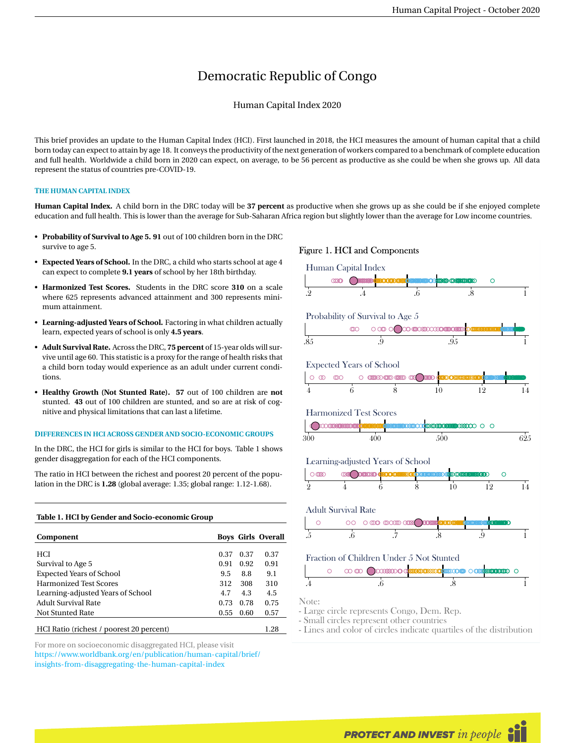# Democratic Republic of Congo

Human Capital Index 2020

This brief provides an update to the Human Capital Index (HCI). First launched in 2018, the HCI measures the amount of human capital that a child born today can expect to attain by age 18. It conveys the productivity of the next generation of workers compared to a benchmark of complete education and full health. Worldwide a child born in 2020 can expect, on average, to be 56 percent as productive as she could be when she grows up. All data represent the status of countries pre-COVID-19.

## THE HUMAN CAPITAL INDEX

**Human Capital Index.** A child born in the DRC today will be **37 percent** as productive when she grows up as she could be if she enjoyed complete education and full health. This is lower than the average for Sub-Saharan Africa region but slightly lower than the average for Low income countries.

- **Probability of Survival to Age 5. 91** out of 100 children born in the DRC survive to age 5.
- **Expected Years of School.** In the DRC, a child who starts school at age 4 can expect to complete **9.1 years** of school by her 18th birthday.
- **Harmonized Test Scores.** Students in the DRC score **310** on a scale where 625 represents advanced attainment and 300 represents minimum attainment.
- **Learning-adjusted Years of School.** Factoring in what children actually learn, expected years of school is only **4.5 years**.
- **Adult Survival Rate.** Across the DRC, **75 percent** of 15-year olds will survive until age 60. This statistic is a proxy for the range of health risks that a child born today would experience as an adult under current conditions.
- **Healthy Growth (Not Stunted Rate). 57** out of 100 children are **not** stunted. **43** out of 100 children are stunted, and so are at risk of cognitive and physical limitations that can last a lifetime.

## DIFFERENCES IN HCI ACROSS GENDER AND SOCIO-ECONOMIC GROUPS

In the DRC, the HCI for girls is similar to the HCI for boys. Table 1 shows gender disaggregation for each of the HCI components.

The ratio in HCI between the richest and poorest 20 percent of the population in the DRC is **1.28** (global average: 1.35; global range: 1.12-1.68).

**Table 1. HCI by Gender and Socio-economic Group**

| Component | Boys | Girls | Overall |
|---|---|---|---|
| HCI | 0.37 | 0.37 | 0.37 |
| Survival to Age 5 | 0.91 | 0.92 | 0.91 |
| Expected Years of School | 9.5 | 8.8 | 9.1 |
| Harmonized Test Scores | 312 | 308 | 310 |
| Learning-adjusted Years of School | 4.7 | 4.3 | 4.5 |
| Adult Survival Rate | 0.73 | 0.78 | 0.75 |
| Not Stunted Rate | 0.55 | 0.60 | 0.57 |
| HCI Ratio (richest / poorest 20 percent) | | | 1.28 |

For more on socioeconomic disaggregated HCI, please visit https://www.worldbank.org/en/publication/human-capital/brief/insights-from-disaggregating-the-human-capital-index

Figure 1. HCI and Components

Human Capital Index

Probability of Survival to Age 5

Expected Years of School

Harmonized Test Scores

Learning-adjusted Years of School

Adult Survival Rate

Fraction of Children Under 5 Not Stunted

Note:
- Large circle represents Congo, Dem. Rep.
- Small circles represent other countries
- Lines and color of circles indicate quartiles of the distribution

PROTECT AND INVEST *in people*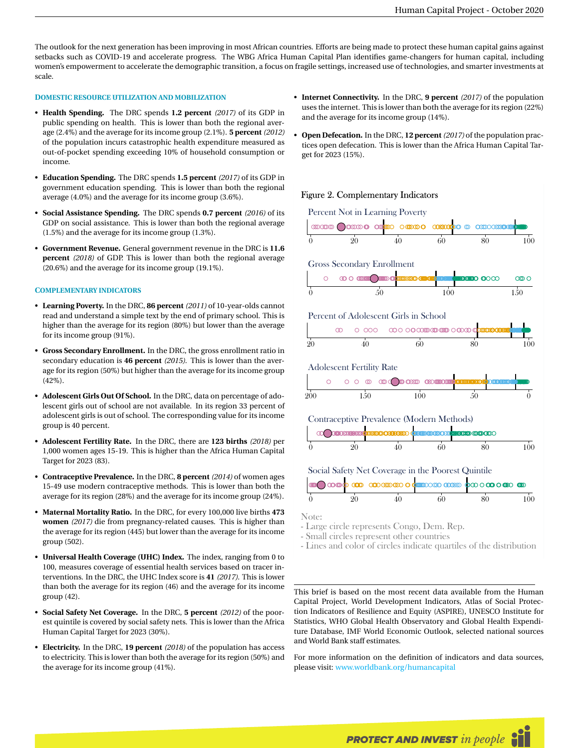The outlook for the next generation has been improving in most African countries. Efforts are being made to protect these human capital gains against setbacks such as COVID-19 and accelerate progress. The WBG Africa Human Capital Plan identifies game-changers for human capital, including women's empowerment to accelerate the demographic transition, a focus on fragile settings, increased use of technologies, and smarter investments at scale.

### DOMESTIC RESOURCE UTILIZATION AND MOBILIZATION

- **Health Spending.** The DRC spends **1.2 percent** *(2017)* of its GDP in public spending on health. This is lower than both the regional average (2.4%) and the average for its income group (2.1%). **5 percent** *(2012)* of the population incurs catastrophic health expenditure measured as out-of-pocket spending exceeding 10% of household consumption or income.
- **Education Spending.** The DRC spends **1.5 percent** *(2017)* of its GDP in government education spending. This is lower than both the regional average (4.0%) and the average for its income group (3.6%).
- **Social Assistance Spending.** The DRC spends **0.7 percent** *(2016)* of its GDP on social assistance. This is lower than both the regional average (1.5%) and the average for its income group (1.3%).
- **Government Revenue.** General government revenue in the DRC is **11.6 percent** *(2018)* of GDP. This is lower than both the regional average (20.6%) and the average for its income group (19.1%).

### COMPLEMENTARY INDICATORS

- **Learning Poverty.** In the DRC, **86 percent** *(2011)* of 10-year-olds cannot read and understand a simple text by the end of primary school. This is higher than the average for its region (80%) but lower than the average for its income group (91%).
- **Gross Secondary Enrollment.** In the DRC, the gross enrollment ratio in secondary education is **46 percent** *(2015)*. This is lower than the average for its region (50%) but higher than the average for its income group (42%).
- **Adolescent Girls Out Of School.** In the DRC, data on percentage of adolescent girls out of school are not available. In its region 33 percent of adolescent girls is out of school. The corresponding value for its income group is 40 percent.
- **Adolescent Fertility Rate.** In the DRC, there are **123 births** *(2018)* per 1,000 women ages 15-19. This is higher than the Africa Human Capital Target for 2023 (83).
- **Contraceptive Prevalence.** In the DRC, **8 percent** *(2014)* of women ages 15-49 use modern contraceptive methods. This is lower than both the average for its region (28%) and the average for its income group (24%).
- **Maternal Mortality Ratio.** In the DRC, for every 100,000 live births **473 women** *(2017)* die from pregnancy-related causes. This is higher than the average for its region (445) but lower than the average for its income group (502).
- **Universal Health Coverage (UHC) Index.** The index, ranging from 0 to 100, measures coverage of essential health services based on tracer interventions. In the DRC, the UHC Index score is **41** *(2017)*. This is lower than both the average for its region (46) and the average for its income group (42).
- **Social Safety Net Coverage.** In the DRC, **5 percent** *(2012)* of the poorest quintile is covered by social safety nets. This is lower than the Africa Human Capital Target for 2023 (30%).
- **Electricity.** In the DRC, **19 percent** *(2018)* of the population has access to electricity. This is lower than both the average for its region (50%) and the average for its income group (41%).
- **Internet Connectivity.** In the DRC, **9 percent** *(2017)* of the population uses the internet. This is lower than both the average for its region (22%) and the average for its income group (14%).
- **Open Defecation.** In the DRC, **12 percent** *(2017)* of the population practices open defecation. This is lower than the Africa Human Capital Target for 2023 (15%).

Figure 2. Complementary Indicators

Percent Not in Learning Poverty
0 20 40 60 80 100

Gross Secondary Enrollment
0 50 100 150

Percent of Adolescent Girls in School
20 40 60 80 100

Adolescent Fertility Rate
200 150 100 50 0

Contraceptive Prevalence (Modern Methods)
0 20 40 60 80 100

Social Safety Net Coverage in the Poorest Quintile
0 20 40 60 80 100

Note:
- Large circle represents Congo, Dem. Rep.
- Small circles represent other countries
- Lines and color of circles indicate quartiles of the distribution

This brief is based on the most recent data available from the Human Capital Project, World Development Indicators, Atlas of Social Protection Indicators of Resilience and Equity (ASPIRE), UNESCO Institute for Statistics, WHO Global Health Observatory and Global Health Expenditure Database, IMF World Economic Outlook, selected national sources and World Bank staff estimates.

For more information on the definition of indicators and data sources, please visit: www.worldbank.org/humancapital

***PROTECT AND INVEST*** *in people*